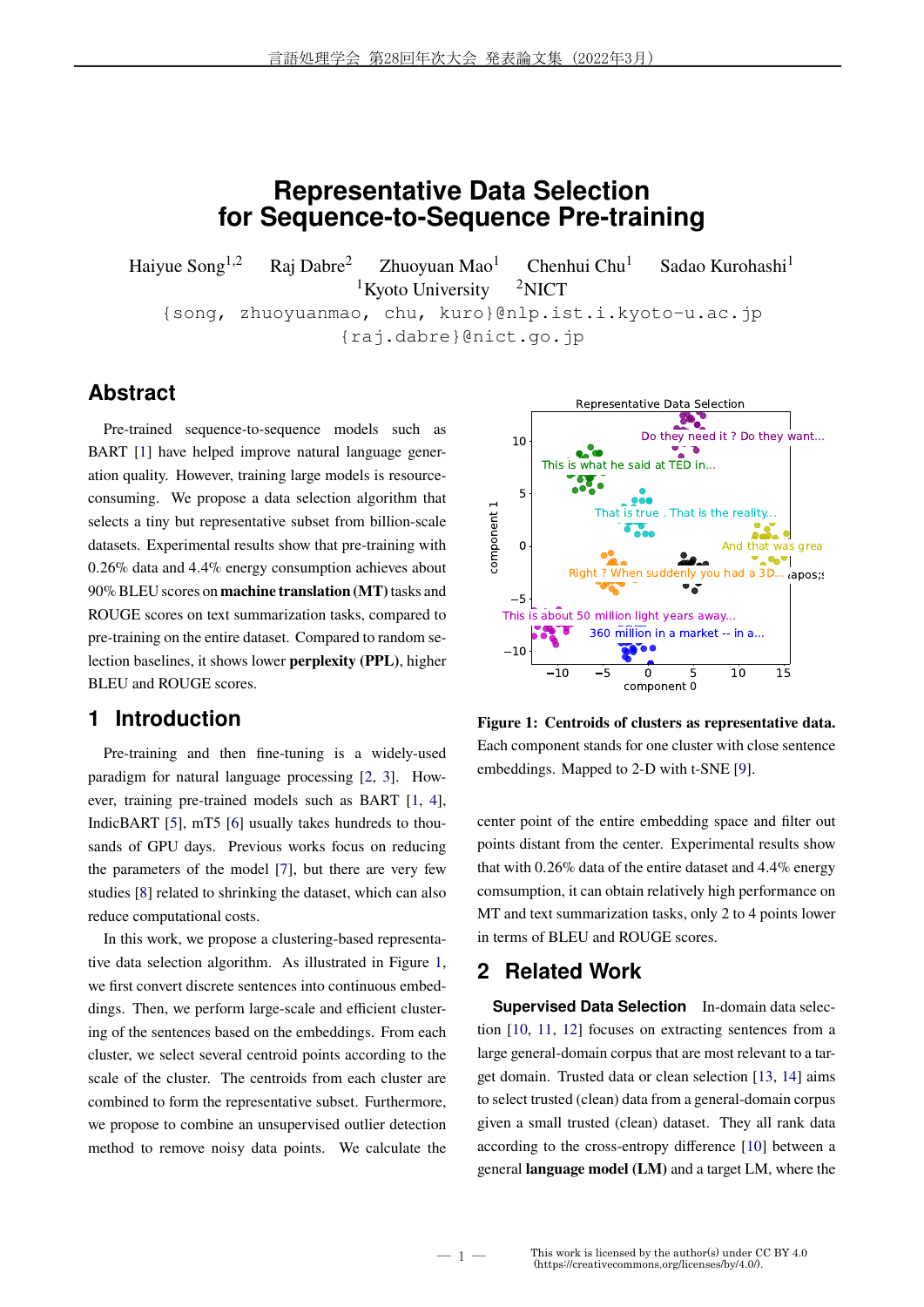# Representative Data Selection for Sequence-to-Sequence Pre-training

Haiyue Song[1,2] Raj Dabre[2] Zhuoyuan Mao[1] Chenhui Chu[1] Sadao Kurohashi[1]

[1]Kyoto University [2]NICT

{song, zhuoyuanmao, chu, kuro}@nlp.ist.i.kyoto-u.ac.jp

{raj.dabre}@nict.go.jp

## Abstract

Pre-trained sequence-to-sequence models such as BART [1] have helped improve natural language generation quality. However, training large models is resource-consuming. We propose a data selection algorithm that selects a tiny but representative subset from billion-scale datasets. Experimental results show that pre-training with 0.26% data and 4.4% energy consumption achieves about 90% BLEU scores on **machine translation (MT)** tasks and ROUGE scores on text summarization tasks, compared to pre-training on the entire dataset. Compared to random selection baselines, it shows lower **perplexity (PPL)**, higher BLEU and ROUGE scores.

## 1 Introduction

Pre-training and then fine-tuning is a widely-used paradigm for natural language processing [2, 3]. However, training pre-trained models such as BART [1, 4], IndicBART [5], mT5 [6] usually takes hundreds to thousands of GPU days. Previous works focus on reducing the parameters of the model [7], but there are very few studies [8] related to shrinking the dataset, which can also reduce computational costs.

In this work, we propose a clustering-based representative data selection algorithm. As illustrated in Figure 1, we first convert discrete sentences into continuous embeddings. Then, we perform large-scale and efficient clustering of the sentences based on the embeddings. From each cluster, we select several centroid points according to the scale of the cluster. The centroids from each cluster are combined to form the representative subset. Furthermore, we propose to combine an unsupervised outlier detection method to remove noisy data points. We calculate the center point of the entire embedding space and filter out points distant from the center. Experimental results show that with 0.26% data of the entire dataset and 4.4% energy comsumption, it can obtain relatively high performance on MT and text summarization tasks, only 2 to 4 points lower in terms of BLEU and ROUGE scores.

**Figure 1: Centroids of clusters as representative data.** Each component stands for one cluster with close sentence embeddings. Mapped to 2-D with t-SNE [9].

## 2 Related Work

**Supervised Data Selection** In-domain data selection [10, 11, 12] focuses on extracting sentences from a large general-domain corpus that are most relevant to a target domain. Trusted data or clean selection [13, 14] aims to select trusted (clean) data from a general-domain corpus given a small trusted (clean) dataset. They all rank data according to the cross-entropy difference [10] between a general **language model (LM)** and a target LM, where the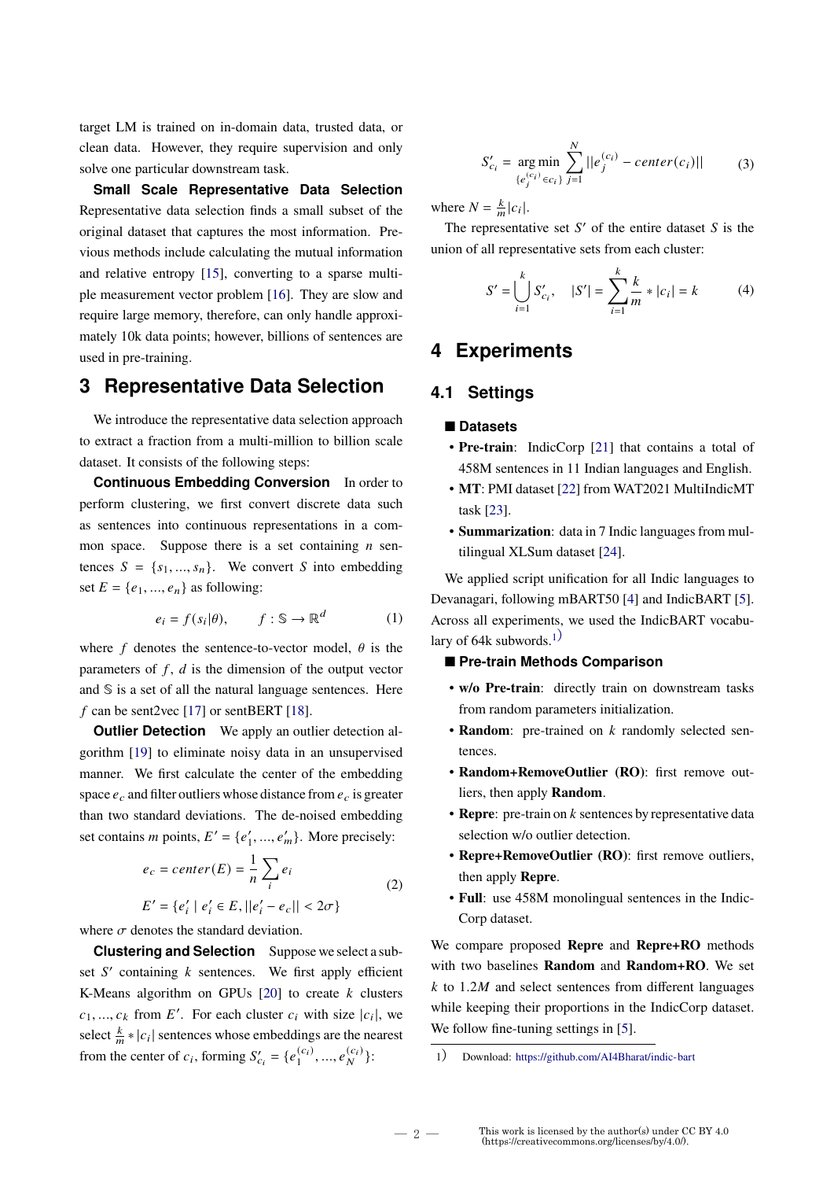target LM is trained on in-domain data, trusted data, or clean data. However, they require supervision and only solve one particular downstream task.

**Small Scale Representative Data Selection** Representative data selection finds a small subset of the original dataset that captures the most information. Previous methods include calculating the mutual information and relative entropy [15], converting to a sparse multiple measurement vector problem [16]. They are slow and require large memory, therefore, can only handle approximately 10k data points; however, billions of sentences are used in pre-training.

## 3 Representative Data Selection

We introduce the representative data selection approach to extract a fraction from a multi-million to billion scale dataset. It consists of the following steps:

**Continuous Embedding Conversion** In order to perform clustering, we first convert discrete data such as sentences into continuous representations in a common space. Suppose there is a set containing $n$ sentences $S = \{s_1, ..., s_n\}$. We convert $S$ into embedding set $E = \{e_1, ..., e_n\}$ as following:

$$e_i = f(s_i|\theta), \qquad f : \mathbb{S} \rightarrow \mathbb{R}^d \tag{1}$$

where $f$ denotes the sentence-to-vector model, $\theta$ is the parameters of $f$, $d$ is the dimension of the output vector and $\mathbb{S}$ is a set of all the natural language sentences. Here $f$ can be sent2vec [17] or sentBERT [18].

**Outlier Detection** We apply an outlier detection algorithm [19] to eliminate noisy data in an unsupervised manner. We first calculate the center of the embedding space $e_c$ and filter outliers whose distance from $e_c$ is greater than two standard deviations. The de-noised embedding set contains $m$ points, $E' = \{e'_1, ..., e'_m\}$. More precisely:

$$\begin{aligned} e_c &= center(E) = \frac{1}{n}\sum_i e_i \\ E' &= \{e'_i \mid e'_i \in E, ||e'_i - e_c|| < 2\sigma\} \end{aligned} \tag{2}$$

where $\sigma$ denotes the standard deviation.

**Clustering and Selection** Suppose we select a subset $S'$ containing $k$ sentences. We first apply efficient K-Means algorithm on GPUs [20] to create $k$ clusters $c_1, ..., c_k$ from $E'$. For each cluster $c_i$ with size $|c_i|$, we select $\frac{k}{m} * |c_i|$ sentences whose embeddings are the nearest from the center of $c_i$, forming $S'_{c_i} = \{e_1^{(c_i)}, ..., e_N^{(c_i)}\}$:

$$S'_{c_i} = \underset{\{e_j^{(c_i)} \in c_i\}}{\arg\min} \sum_{j=1}^{N} ||e_j^{(c_i)} - center(c_i)|| \tag{3}$$

where $N = \frac{k}{m}|c_i|$.

The representative set $S'$ of the entire dataset $S$ is the union of all representative sets from each cluster:

$$S' = \bigcup_{i=1}^{k} S'_{c_i}, \quad |S'| = \sum_{i=1}^{k} \frac{k}{m} * |c_i| = k \tag{4}$$

## 4 Experiments

### 4.1 Settings

#### ■ Datasets

- **Pre-train**: IndicCorp [21] that contains a total of 458M sentences in 11 Indian languages and English.
- **MT**: PMI dataset [22] from WAT2021 MultiIndicMT task [23].
- **Summarization**: data in 7 Indic languages from multilingual XLSum dataset [24].

We applied script unification for all Indic languages to Devanagari, following mBART50 [4] and IndicBART [5]. Across all experiments, we used the IndicBART vocabulary of 64k subwords.[1)]

#### ■ Pre-train Methods Comparison

- **w/o Pre-train**: directly train on downstream tasks from random parameters initialization.
- **Random**: pre-trained on $k$ randomly selected sentences.
- **Random+RemoveOutlier (RO)**: first remove outliers, then apply **Random**.
- **Repre**: pre-train on $k$ sentences by representative data selection w/o outlier detection.
- **Repre+RemoveOutlier (RO)**: first remove outliers, then apply **Repre**.
- **Full**: use 458M monolingual sentences in the IndicCorp dataset.

We compare proposed **Repre** and **Repre+RO** methods with two baselines **Random** and **Random+RO**. We set $k$ to $1.2M$ and select sentences from different languages while keeping their proportions in the IndicCorp dataset. We follow fine-tuning settings in [5].

1) Download: https://github.com/AI4Bharat/indic-bart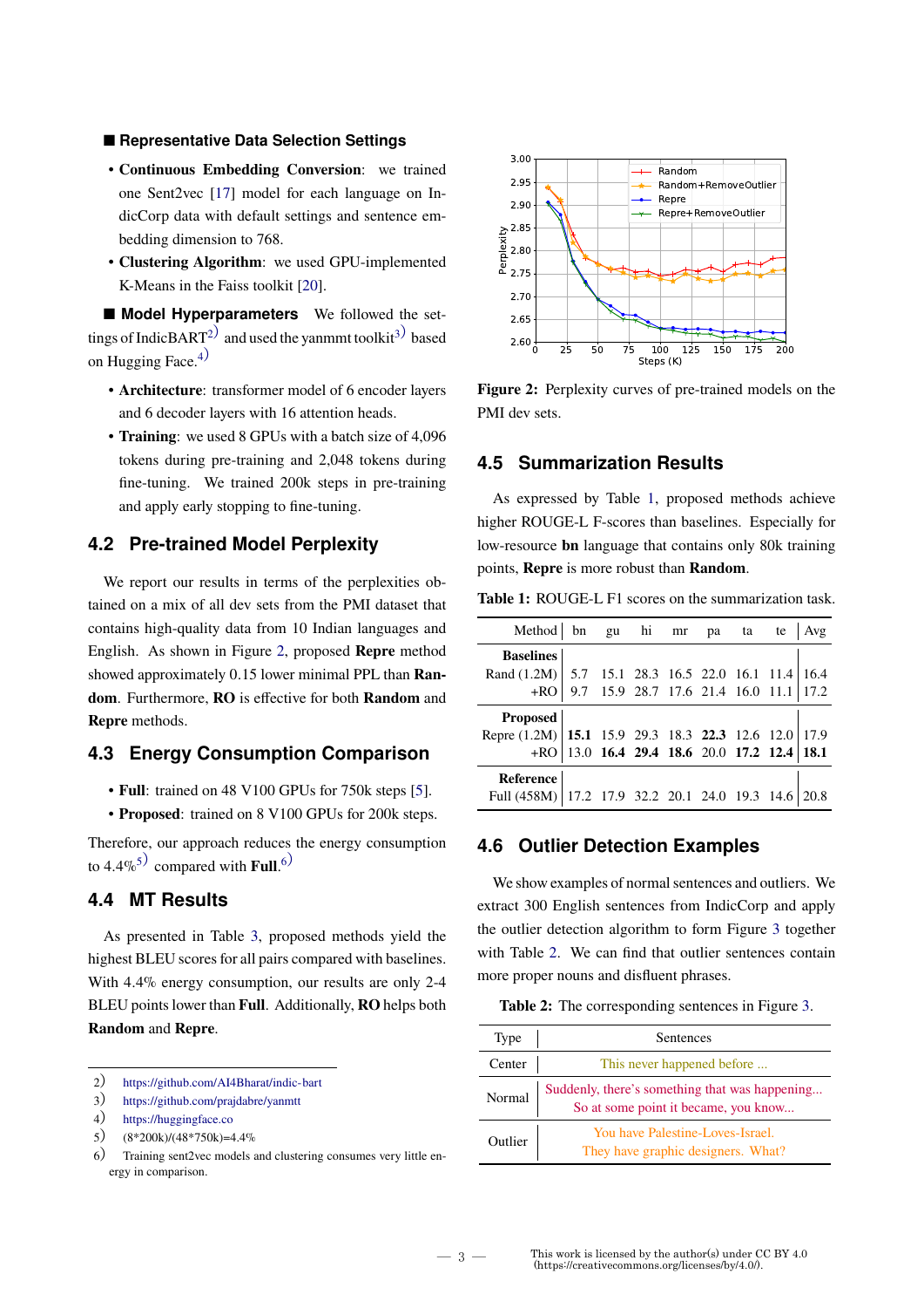### ■ Representative Data Selection Settings

- **Continuous Embedding Conversion**: we trained one Sent2vec [17] model for each language on IndicCorp data with default settings and sentence embedding dimension to 768.
- **Clustering Algorithm**: we used GPU-implemented K-Means in the Faiss toolkit [20].

**■ Model Hyperparameters** We followed the settings of IndicBART[2] and used the yanmmt toolkit[3] based on Hugging Face.[4]

- **Architecture**: transformer model of 6 encoder layers and 6 decoder layers with 16 attention heads.
- **Training**: we used 8 GPUs with a batch size of 4,096 tokens during pre-training and 2,048 tokens during fine-tuning. We trained 200k steps in pre-training and apply early stopping to fine-tuning.

## 4.2 Pre-trained Model Perplexity

We report our results in terms of the perplexities obtained on a mix of all dev sets from the PMI dataset that contains high-quality data from 10 Indian languages and English. As shown in Figure 2, proposed **Repre** method showed approximately 0.15 lower minimal PPL than **Random**. Furthermore, **RO** is effective for both **Random** and **Repre** methods.

## 4.3 Energy Consumption Comparison

- **Full**: trained on 48 V100 GPUs for 750k steps [5].
- **Proposed**: trained on 8 V100 GPUs for 200k steps.

Therefore, our approach reduces the energy consumption to 4.4%[5] compared with **Full**.[6]

## 4.4 MT Results

As presented in Table 3, proposed methods yield the highest BLEU scores for all pairs compared with baselines. With 4.4% energy consumption, our results are only 2-4 BLEU points lower than **Full**. Additionally, **RO** helps both **Random** and **Repre**.

2) https://github.com/AI4Bharat/indic-bart
3) https://github.com/prajdabre/yanmtt
4) https://huggingface.co
5) (8*200k)/(48*750k)=4.4%
6) Training sent2vec models and clustering consumes very little energy in comparison.

**Figure 2:** Perplexity curves of pre-trained models on the PMI dev sets.

## 4.5 Summarization Results

As expressed by Table 1, proposed methods achieve higher ROUGE-L F-scores than baselines. Especially for low-resource **bn** language that contains only 80k training points, **Repre** is more robust than **Random**.

**Table 1:** ROUGE-L F1 scores on the summarization task.

| Method | bn | gu | hi | mr | pa | ta | te | Avg |
|---|---|---|---|---|---|---|---|---|
| **Baselines** | | | | | | | | |
| Rand (1.2M) | 5.7 | 15.1 | 28.3 | 16.5 | 22.0 | 16.1 | 11.4 | 16.4 |
| +RO | 9.7 | 15.9 | 28.7 | 17.6 | 21.4 | 16.0 | 11.1 | 17.2 |
| **Proposed** | | | | | | | | |
| Repre (1.2M) | **15.1** | 15.9 | 29.3 | 18.3 | **22.3** | 12.6 | 12.0 | 17.9 |
| +RO | 13.0 | **16.4** | **29.4** | **18.6** | 20.0 | **17.2** | **12.4** | **18.1** |
| **Reference** | | | | | | | | |
| Full (458M) | 17.2 | 17.9 | 32.2 | 20.1 | 24.0 | 19.3 | 14.6 | 20.8 |

## 4.6 Outlier Detection Examples

We show examples of normal sentences and outliers. We extract 300 English sentences from IndicCorp and apply the outlier detection algorithm to form Figure 3 together with Table 2. We can find that outlier sentences contain more proper nouns and disfluent phrases.

**Table 2:** The corresponding sentences in Figure 3.

| Type | Sentences |
|---|---|
| Center | This never happened before ... |
| Normal | Suddenly, there's something that was happening... So at some point it became, you know... |
| Outlier | You have Palestine-Loves-Israel. They have graphic designers. What? |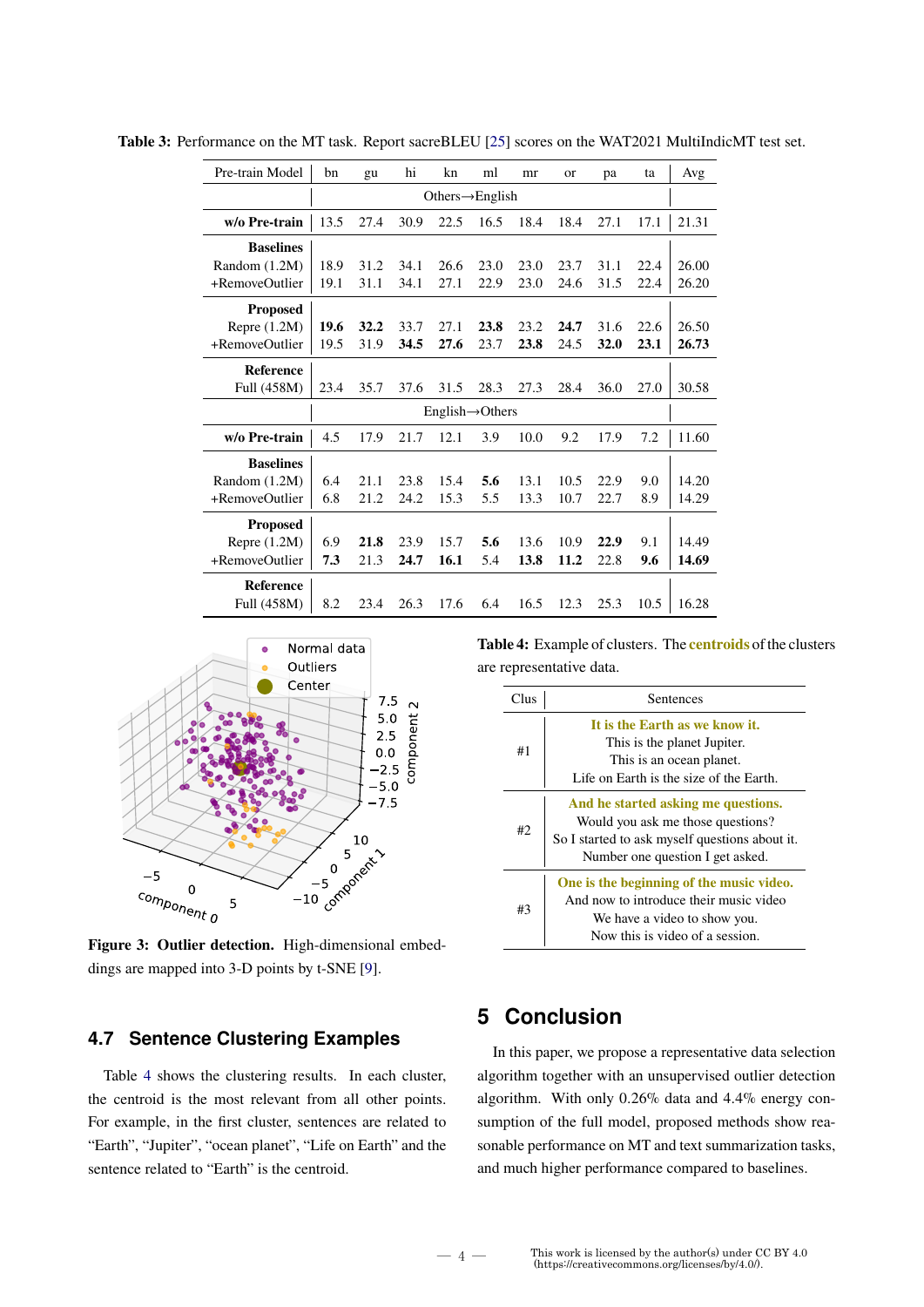**Table 3:** Performance on the MT task. Report sacreBLEU [25] scores on the WAT2021 MultiIndicMT test set.

| Pre-train Model | bn | gu | hi | kn | ml | mr | or | pa | ta | Avg |
|---|---|---|---|---|---|---|---|---|---|---|
| | Others→English | | | | | | | | | |
| **w/o Pre-train** | 13.5 | 27.4 | 30.9 | 22.5 | 16.5 | 18.4 | 18.4 | 27.1 | 17.1 | 21.31 |
| **Baselines** | | | | | | | | | | |
| Random (1.2M) | 18.9 | 31.2 | 34.1 | 26.6 | 23.0 | 23.0 | 23.7 | 31.1 | 22.4 | 26.00 |
| +RemoveOutlier | 19.1 | 31.1 | 34.1 | 27.1 | 22.9 | 23.0 | 24.6 | 31.5 | 22.4 | 26.20 |
| **Proposed** | | | | | | | | | | |
| Repre (1.2M) | **19.6** | **32.2** | 33.7 | 27.1 | **23.8** | 23.2 | **24.7** | 31.6 | 22.6 | 26.50 |
| +RemoveOutlier | 19.5 | 31.9 | **34.5** | **27.6** | 23.7 | **23.8** | 24.5 | **32.0** | **23.1** | **26.73** |
| **Reference** | | | | | | | | | | |
| Full (458M) | 23.4 | 35.7 | 37.6 | 31.5 | 28.3 | 27.3 | 28.4 | 36.0 | 27.0 | 30.58 |
| | English→Others | | | | | | | | | |
| **w/o Pre-train** | 4.5 | 17.9 | 21.7 | 12.1 | 3.9 | 10.0 | 9.2 | 17.9 | 7.2 | 11.60 |
| **Baselines** | | | | | | | | | | |
| Random (1.2M) | 6.4 | 21.1 | 23.8 | 15.4 | **5.6** | 13.1 | 10.5 | 22.9 | 9.0 | 14.20 |
| +RemoveOutlier | 6.8 | 21.2 | 24.2 | 15.3 | 5.5 | 13.3 | 10.7 | 22.7 | 8.9 | 14.29 |
| **Proposed** | | | | | | | | | | |
| Repre (1.2M) | 6.9 | **21.8** | 23.9 | 15.7 | **5.6** | 13.6 | 10.9 | **22.9** | 9.1 | 14.49 |
| +RemoveOutlier | **7.3** | 21.3 | **24.7** | **16.1** | 5.4 | **13.8** | **11.2** | 22.8 | **9.6** | **14.69** |
| **Reference** | | | | | | | | | | |
| Full (458M) | 8.2 | 23.4 | 26.3 | 17.6 | 6.4 | 16.5 | 12.3 | 25.3 | 10.5 | 16.28 |

**Figure 3: Outlier detection.** High-dimensional embeddings are mapped into 3-D points by t-SNE [9].

## 4.7 Sentence Clustering Examples

Table 4 shows the clustering results. In each cluster, the centroid is the most relevant from all other points. For example, in the first cluster, sentences are related to "Earth", "Jupiter", "ocean planet", "Life on Earth" and the sentence related to "Earth" is the centroid.

**Table 4:** Example of clusters. The **centroids** of the clusters are representative data.

| Clus | Sentences |
|---|---|
| #1 | **It is the Earth as we know it.**<br>This is the planet Jupiter.<br>This is an ocean planet.<br>Life on Earth is the size of the Earth. |
| #2 | **And he started asking me questions.**<br>Would you ask me those questions?<br>So I started to ask myself questions about it.<br>Number one question I get asked. |
| #3 | **One is the beginning of the music video.**<br>And now to introduce their music video<br>We have a video to show you.<br>Now this is video of a session. |

## 5 Conclusion

In this paper, we propose a representative data selection algorithm together with an unsupervised outlier detection algorithm. With only 0.26% data and 4.4% energy consumption of the full model, proposed methods show reasonable performance on MT and text summarization tasks, and much higher performance compared to baselines.

This work is licensed by the author(s) under CC BY 4.0 (https://creativecommons.org/licenses/by/4.0/).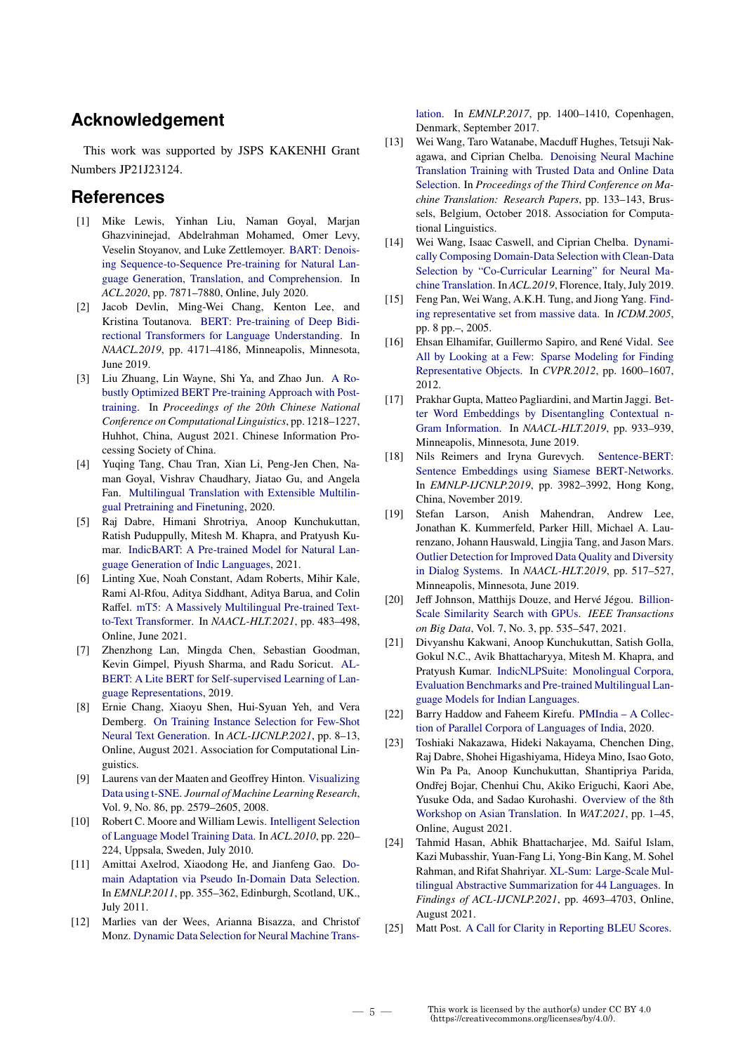## Acknowledgement

This work was supported by JSPS KAKENHI Grant Numbers JP21J23124.

## References

[1] Mike Lewis, Yinhan Liu, Naman Goyal, Marjan Ghazvininejad, Abdelrahman Mohamed, Omer Levy, Veselin Stoyanov, and Luke Zettlemoyer. BART: Denoising Sequence-to-Sequence Pre-training for Natural Language Generation, Translation, and Comprehension. In *ACL.2020*, pp. 7871–7880, Online, July 2020.

[2] Jacob Devlin, Ming-Wei Chang, Kenton Lee, and Kristina Toutanova. BERT: Pre-training of Deep Bidirectional Transformers for Language Understanding. In *NAACL.2019*, pp. 4171–4186, Minneapolis, Minnesota, June 2019.

[3] Liu Zhuang, Lin Wayne, Shi Ya, and Zhao Jun. A Robustly Optimized BERT Pre-training Approach with Post-training. In *Proceedings of the 20th Chinese National Conference on Computational Linguistics*, pp. 1218–1227, Huhhot, China, August 2021. Chinese Information Processing Society of China.

[4] Yuqing Tang, Chau Tran, Xian Li, Peng-Jen Chen, Naman Goyal, Vishrav Chaudhary, Jiatao Gu, and Angela Fan. Multilingual Translation with Extensible Multilingual Pretraining and Finetuning, 2020.

[5] Raj Dabre, Himani Shrotriya, Anoop Kunchukuttan, Ratish Puduppully, Mitesh M. Khapra, and Pratyush Kumar. IndicBART: A Pre-trained Model for Natural Language Generation of Indic Languages, 2021.

[6] Linting Xue, Noah Constant, Adam Roberts, Mihir Kale, Rami Al-Rfou, Aditya Siddhant, Aditya Barua, and Colin Raffel. mT5: A Massively Multilingual Pre-trained Text-to-Text Transformer. In *NAACL-HLT.2021*, pp. 483–498, Online, June 2021.

[7] Zhenzhong Lan, Mingda Chen, Sebastian Goodman, Kevin Gimpel, Piyush Sharma, and Radu Soricut. ALBERT: A Lite BERT for Self-supervised Learning of Language Representations, 2019.

[8] Ernie Chang, Xiaoyu Shen, Hui-Syuan Yeh, and Vera Demberg. On Training Instance Selection for Few-Shot Neural Text Generation. In *ACL-IJCNLP.2021*, pp. 8–13, Online, August 2021. Association for Computational Linguistics.

[9] Laurens van der Maaten and Geoffrey Hinton. Visualizing Data using t-SNE. *Journal of Machine Learning Research*, Vol. 9, No. 86, pp. 2579–2605, 2008.

[10] Robert C. Moore and William Lewis. Intelligent Selection of Language Model Training Data. In *ACL.2010*, pp. 220–224, Uppsala, Sweden, July 2010.

[11] Amittai Axelrod, Xiaodong He, and Jianfeng Gao. Domain Adaptation via Pseudo In-Domain Data Selection. In *EMNLP.2011*, pp. 355–362, Edinburgh, Scotland, UK., July 2011.

[12] Marlies van der Wees, Arianna Bisazza, and Christof Monz. Dynamic Data Selection for Neural Machine Translation. In *EMNLP.2017*, pp. 1400–1410, Copenhagen, Denmark, September 2017.

[13] Wei Wang, Taro Watanabe, Macduff Hughes, Tetsuji Nakagawa, and Ciprian Chelba. Denoising Neural Machine Translation Training with Trusted Data and Online Data Selection. In *Proceedings of the Third Conference on Machine Translation: Research Papers*, pp. 133–143, Brussels, Belgium, October 2018. Association for Computational Linguistics.

[14] Wei Wang, Isaac Caswell, and Ciprian Chelba. Dynamically Composing Domain-Data Selection with Clean-Data Selection by "Co-Curricular Learning" for Neural Machine Translation. In *ACL.2019*, Florence, Italy, July 2019.

[15] Feng Pan, Wei Wang, A.K.H. Tung, and Jiong Yang. Finding representative set from massive data. In *ICDM.2005*, pp. 8 pp.–, 2005.

[16] Ehsan Elhamifar, Guillermo Sapiro, and René Vidal. See All by Looking at a Few: Sparse Modeling for Finding Representative Objects. In *CVPR.2012*, pp. 1600–1607, 2012.

[17] Prakhar Gupta, Matteo Pagliardini, and Martin Jaggi. Better Word Embeddings by Disentangling Contextual n-Gram Information. In *NAACL-HLT.2019*, pp. 933–939, Minneapolis, Minnesota, June 2019.

[18] Nils Reimers and Iryna Gurevych. Sentence-BERT: Sentence Embeddings using Siamese BERT-Networks. In *EMNLP-IJCNLP.2019*, pp. 3982–3992, Hong Kong, China, November 2019.

[19] Stefan Larson, Anish Mahendran, Andrew Lee, Jonathan K. Kummerfeld, Parker Hill, Michael A. Laurenzano, Johann Hauswald, Lingjia Tang, and Jason Mars. Outlier Detection for Improved Data Quality and Diversity in Dialog Systems. In *NAACL-HLT.2019*, pp. 517–527, Minneapolis, Minnesota, June 2019.

[20] Jeff Johnson, Matthijs Douze, and Hervé Jégou. Billion-Scale Similarity Search with GPUs. *IEEE Transactions on Big Data*, Vol. 7, No. 3, pp. 535–547, 2021.

[21] Divyanshu Kakwani, Anoop Kunchukuttan, Satish Golla, Gokul N.C., Avik Bhattacharyya, Mitesh M. Khapra, and Pratyush Kumar. IndicNLPSuite: Monolingual Corpora, Evaluation Benchmarks and Pre-trained Multilingual Language Models for Indian Languages.

[22] Barry Haddow and Faheem Kirefu. PMIndia – A Collection of Parallel Corpora of Languages of India, 2020.

[23] Toshiaki Nakazawa, Hideki Nakayama, Chenchen Ding, Raj Dabre, Shohei Higashiyama, Hideya Mino, Isao Goto, Win Pa Pa, Anoop Kunchukuttan, Shantipriya Parida, Ondřej Bojar, Chenhui Chu, Akiko Eriguchi, Kaori Abe, Yusuke Oda, and Sadao Kurohashi. Overview of the 8th Workshop on Asian Translation. In *WAT.2021*, pp. 1–45, Online, August 2021.

[24] Tahmid Hasan, Abhik Bhattacharjee, Md. Saiful Islam, Kazi Mubasshir, Yuan-Fang Li, Yong-Bin Kang, M. Sohel Rahman, and Rifat Shahriyar. XL-Sum: Large-Scale Multilingual Abstractive Summarization for 44 Languages. In *Findings of ACL-IJCNLP.2021*, pp. 4693–4703, Online, August 2021.

[25] Matt Post. A Call for Clarity in Reporting BLEU Scores.

This work is licensed by the author(s) under CC BY 4.0 (https://creativecommons.org/licenses/by/4.0/).